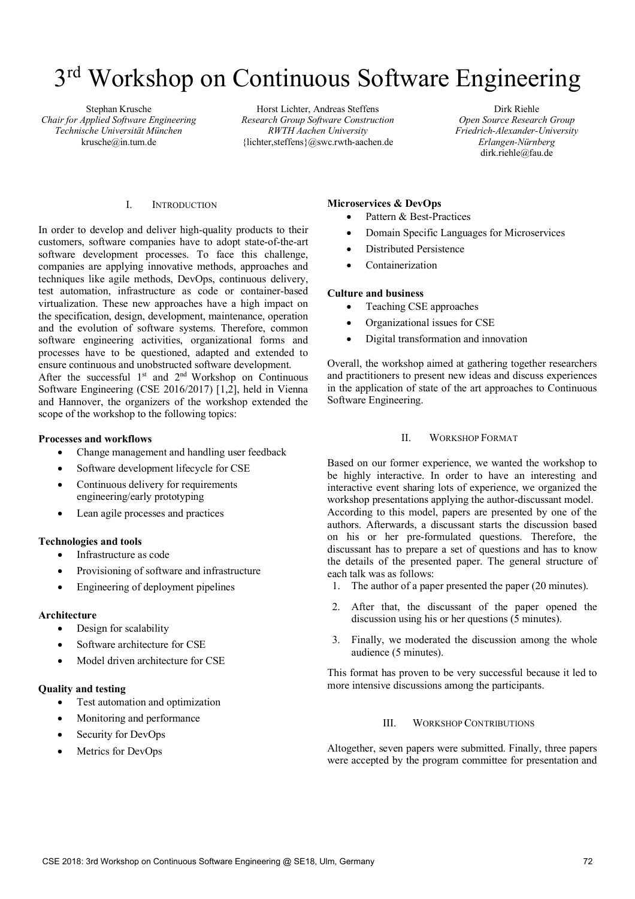# 3rd Workshop on Continuous Software Engineering

Stephan Krusche
*Chair for Applied Software Engineering*
*Technische Universität München*
krusche@in.tum.de

Horst Lichter, Andreas Steffens
*Research Group Software Construction*
*RWTH Aachen University*
{lichter,steffens}@swc.rwth-aachen.de

Dirk Riehle
*Open Source Research Group*
*Friedrich-Alexander-University*
*Erlangen-Nürnberg*
dirk.riehle@fau.de

## I. Introduction

In order to develop and deliver high-quality products to their customers, software companies have to adopt state-of-the-art software development processes. To face this challenge, companies are applying innovative methods, approaches and techniques like agile methods, DevOps, continuous delivery, test automation, infrastructure as code or container-based virtualization. These new approaches have a high impact on the specification, design, development, maintenance, operation and the evolution of software systems. Therefore, common software engineering activities, organizational forms and processes have to be questioned, adapted and extended to ensure continuous and unobstructed software development.

After the successful 1st and 2nd Workshop on Continuous Software Engineering (CSE 2016/2017) [1,2], held in Vienna and Hannover, the organizers of the workshop extended the scope of the workshop to the following topics:

**Processes and workflows**

- Change management and handling user feedback
- Software development lifecycle for CSE
- Continuous delivery for requirements engineering/early prototyping
- Lean agile processes and practices

**Technologies and tools**

- Infrastructure as code
- Provisioning of software and infrastructure
- Engineering of deployment pipelines

**Architecture**

- Design for scalability
- Software architecture for CSE
- Model driven architecture for CSE

**Quality and testing**

- Test automation and optimization
- Monitoring and performance
- Security for DevOps
- Metrics for DevOps

**Microservices & DevOps**

- Pattern & Best-Practices
- Domain Specific Languages for Microservices
- Distributed Persistence
- Containerization

**Culture and business**

- Teaching CSE approaches
- Organizational issues for CSE
- Digital transformation and innovation

Overall, the workshop aimed at gathering together researchers and practitioners to present new ideas and discuss experiences in the application of state of the art approaches to Continuous Software Engineering.

## II. Workshop Format

Based on our former experience, we wanted the workshop to be highly interactive. In order to have an interesting and interactive event sharing lots of experience, we organized the workshop presentations applying the author-discussant model. According to this model, papers are presented by one of the authors. Afterwards, a discussant starts the discussion based on his or her pre-formulated questions. Therefore, the discussant has to prepare a set of questions and has to know the details of the presented paper. The general structure of each talk was as follows:

1. The author of a paper presented the paper (20 minutes).
2. After that, the discussant of the paper opened the discussion using his or her questions (5 minutes).
3. Finally, we moderated the discussion among the whole audience (5 minutes).

This format has proven to be very successful because it led to more intensive discussions among the participants.

## III. Workshop Contributions

Altogether, seven papers were submitted. Finally, three papers were accepted by the program committee for presentation and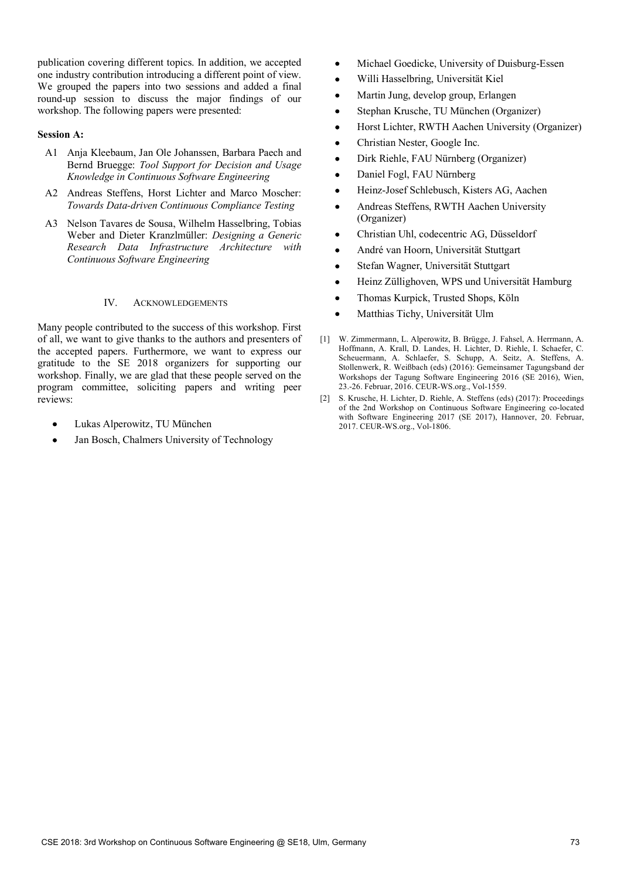publication covering different topics. In addition, we accepted one industry contribution introducing a different point of view. We grouped the papers into two sessions and added a final round-up session to discuss the major findings of our workshop. The following papers were presented:

**Session A:**

- A1 Anja Kleebaum, Jan Ole Johanssen, Barbara Paech and Bernd Bruegge: *Tool Support for Decision and Usage Knowledge in Continuous Software Engineering*
- A2 Andreas Steffens, Horst Lichter and Marco Moscher: *Towards Data-driven Continuous Compliance Testing*
- A3 Nelson Tavares de Sousa, Wilhelm Hasselbring, Tobias Weber and Dieter Kranzlmüller: *Designing a Generic Research Data Infrastructure Architecture with Continuous Software Engineering*

## IV. Acknowledgements

Many people contributed to the success of this workshop. First of all, we want to give thanks to the authors and presenters of the accepted papers. Furthermore, we want to express our gratitude to the SE 2018 organizers for supporting our workshop. Finally, we are glad that these people served on the program committee, soliciting papers and writing peer reviews:

- Lukas Alperowitz, TU München
- Jan Bosch, Chalmers University of Technology
- Michael Goedicke, University of Duisburg-Essen
- Willi Hasselbring, Universität Kiel
- Martin Jung, develop group, Erlangen
- Stephan Krusche, TU München (Organizer)
- Horst Lichter, RWTH Aachen University (Organizer)
- Christian Nester, Google Inc.
- Dirk Riehle, FAU Nürnberg (Organizer)
- Daniel Fogl, FAU Nürnberg
- Heinz-Josef Schlebusch, Kisters AG, Aachen
- Andreas Steffens, RWTH Aachen University (Organizer)
- Christian Uhl, codecentric AG, Düsseldorf
- André van Hoorn, Universität Stuttgart
- Stefan Wagner, Universität Stuttgart
- Heinz Züllighoven, WPS und Universität Hamburg
- Thomas Kurpick, Trusted Shops, Köln
- Matthias Tichy, Universität Ulm

[1] W. Zimmermann, L. Alperowitz, B. Brügge, J. Fahsel, A. Herrmann, A. Hoffmann, A. Krall, D. Landes, H. Lichter, D. Riehle, I. Schaefer, C. Scheuermann, A. Schlaefer, S. Schupp, A. Seitz, A. Steffens, A. Stollenwerk, R. Weißbach (eds) (2016): Gemeinsamer Tagungsband der Workshops der Tagung Software Engineering 2016 (SE 2016), Wien, 23.-26. Februar, 2016. CEUR-WS.org., Vol-1559.

[2] S. Krusche, H. Lichter, D. Riehle, A. Steffens (eds) (2017): Proceedings of the 2nd Workshop on Continuous Software Engineering co-located with Software Engineering 2017 (SE 2017), Hannover, 20. Februar, 2017. CEUR-WS.org., Vol-1806.